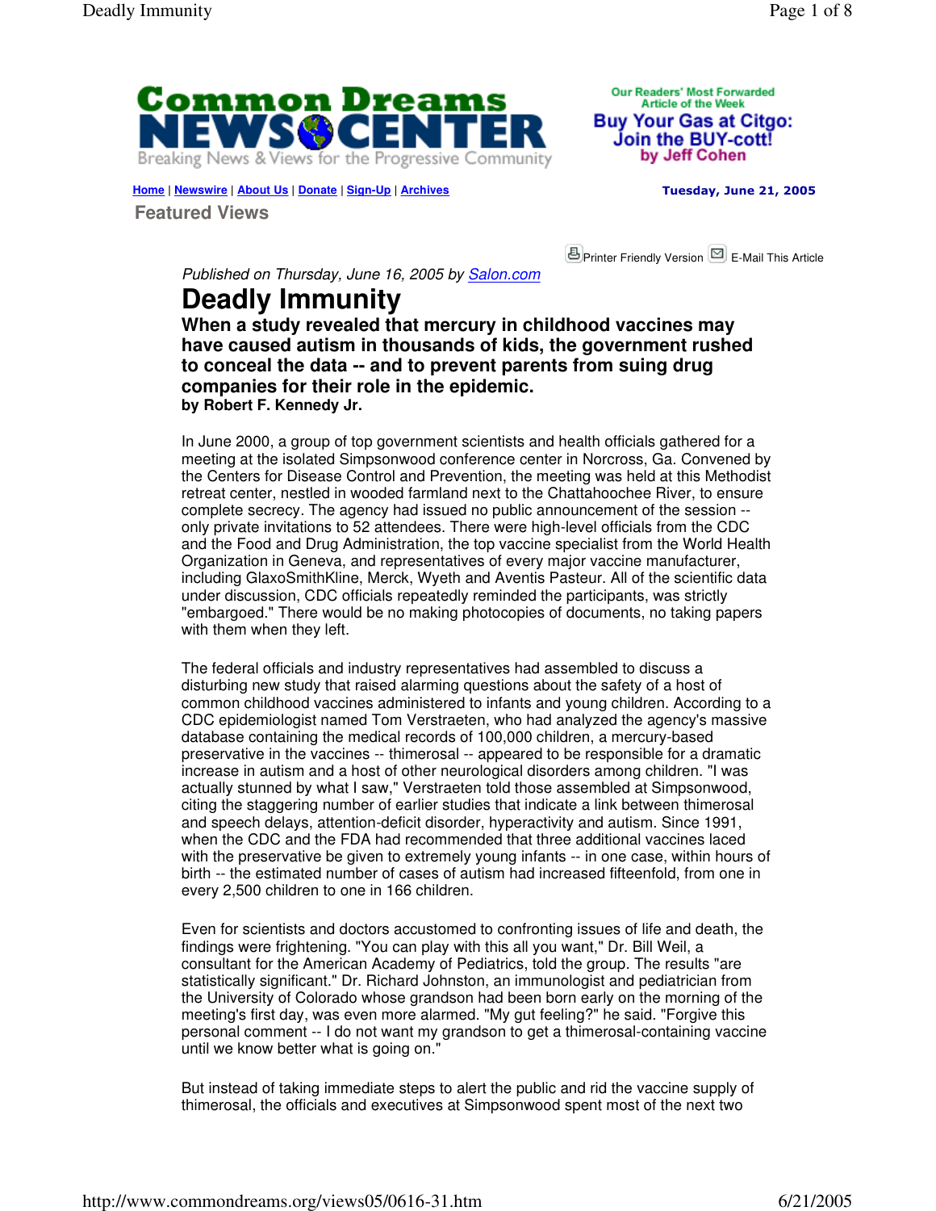Common Dreams NEWS CENTER
Breaking News & Views for the Progressive Community

Our Readers' Most Forwarded Article of the Week
**Buy Your Gas at Citgo: Join the BUY-cott!**
by Jeff Cohen

Home | Newswire | About Us | Donate | Sign-Up | Archives

**Tuesday, June 21, 2005**

**Featured Views**

Printer Friendly Version  E-Mail This Article

*Published on Thursday, June 16, 2005 by Salon.com*

# Deadly Immunity

**When a study revealed that mercury in childhood vaccines may have caused autism in thousands of kids, the government rushed to conceal the data -- and to prevent parents from suing drug companies for their role in the epidemic.**
**by Robert F. Kennedy Jr.**

In June 2000, a group of top government scientists and health officials gathered for a meeting at the isolated Simpsonwood conference center in Norcross, Ga. Convened by the Centers for Disease Control and Prevention, the meeting was held at this Methodist retreat center, nestled in wooded farmland next to the Chattahoochee River, to ensure complete secrecy. The agency had issued no public announcement of the session -- only private invitations to 52 attendees. There were high-level officials from the CDC and the Food and Drug Administration, the top vaccine specialist from the World Health Organization in Geneva, and representatives of every major vaccine manufacturer, including GlaxoSmithKline, Merck, Wyeth and Aventis Pasteur. All of the scientific data under discussion, CDC officials repeatedly reminded the participants, was strictly "embargoed." There would be no making photocopies of documents, no taking papers with them when they left.

The federal officials and industry representatives had assembled to discuss a disturbing new study that raised alarming questions about the safety of a host of common childhood vaccines administered to infants and young children. According to a CDC epidemiologist named Tom Verstraeten, who had analyzed the agency's massive database containing the medical records of 100,000 children, a mercury-based preservative in the vaccines -- thimerosal -- appeared to be responsible for a dramatic increase in autism and a host of other neurological disorders among children. "I was actually stunned by what I saw," Verstraeten told those assembled at Simpsonwood, citing the staggering number of earlier studies that indicate a link between thimerosal and speech delays, attention-deficit disorder, hyperactivity and autism. Since 1991, when the CDC and the FDA had recommended that three additional vaccines laced with the preservative be given to extremely young infants -- in one case, within hours of birth -- the estimated number of cases of autism had increased fifteenfold, from one in every 2,500 children to one in 166 children.

Even for scientists and doctors accustomed to confronting issues of life and death, the findings were frightening. "You can play with this all you want," Dr. Bill Weil, a consultant for the American Academy of Pediatrics, told the group. The results "are statistically significant." Dr. Richard Johnston, an immunologist and pediatrician from the University of Colorado whose grandson had been born early on the morning of the meeting's first day, was even more alarmed. "My gut feeling?" he said. "Forgive this personal comment -- I do not want my grandson to get a thimerosal-containing vaccine until we know better what is going on."

But instead of taking immediate steps to alert the public and rid the vaccine supply of thimerosal, the officials and executives at Simpsonwood spent most of the next two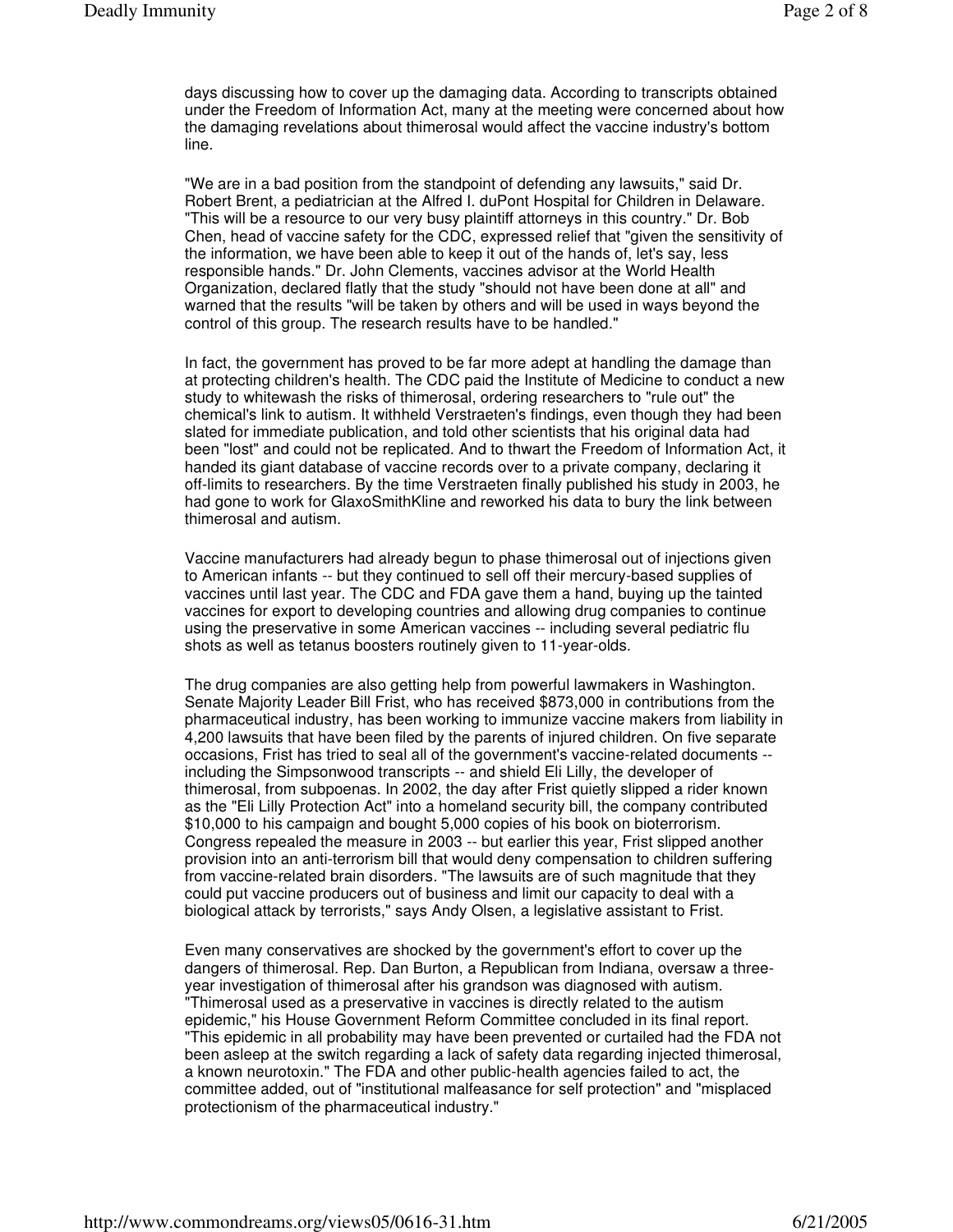days discussing how to cover up the damaging data. According to transcripts obtained under the Freedom of Information Act, many at the meeting were concerned about how the damaging revelations about thimerosal would affect the vaccine industry's bottom line.

"We are in a bad position from the standpoint of defending any lawsuits," said Dr. Robert Brent, a pediatrician at the Alfred I. duPont Hospital for Children in Delaware. "This will be a resource to our very busy plaintiff attorneys in this country." Dr. Bob Chen, head of vaccine safety for the CDC, expressed relief that "given the sensitivity of the information, we have been able to keep it out of the hands of, let's say, less responsible hands." Dr. John Clements, vaccines advisor at the World Health Organization, declared flatly that the study "should not have been done at all" and warned that the results "will be taken by others and will be used in ways beyond the control of this group. The research results have to be handled."

In fact, the government has proved to be far more adept at handling the damage than at protecting children's health. The CDC paid the Institute of Medicine to conduct a new study to whitewash the risks of thimerosal, ordering researchers to "rule out" the chemical's link to autism. It withheld Verstraeten's findings, even though they had been slated for immediate publication, and told other scientists that his original data had been "lost" and could not be replicated. And to thwart the Freedom of Information Act, it handed its giant database of vaccine records over to a private company, declaring it off-limits to researchers. By the time Verstraeten finally published his study in 2003, he had gone to work for GlaxoSmithKline and reworked his data to bury the link between thimerosal and autism.

Vaccine manufacturers had already begun to phase thimerosal out of injections given to American infants -- but they continued to sell off their mercury-based supplies of vaccines until last year. The CDC and FDA gave them a hand, buying up the tainted vaccines for export to developing countries and allowing drug companies to continue using the preservative in some American vaccines -- including several pediatric flu shots as well as tetanus boosters routinely given to 11-year-olds.

The drug companies are also getting help from powerful lawmakers in Washington. Senate Majority Leader Bill Frist, who has received $873,000 in contributions from the pharmaceutical industry, has been working to immunize vaccine makers from liability in 4,200 lawsuits that have been filed by the parents of injured children. On five separate occasions, Frist has tried to seal all of the government's vaccine-related documents -- including the Simpsonwood transcripts -- and shield Eli Lilly, the developer of thimerosal, from subpoenas. In 2002, the day after Frist quietly slipped a rider known as the "Eli Lilly Protection Act" into a homeland security bill, the company contributed $10,000 to his campaign and bought 5,000 copies of his book on bioterrorism. Congress repealed the measure in 2003 -- but earlier this year, Frist slipped another provision into an anti-terrorism bill that would deny compensation to children suffering from vaccine-related brain disorders. "The lawsuits are of such magnitude that they could put vaccine producers out of business and limit our capacity to deal with a biological attack by terrorists," says Andy Olsen, a legislative assistant to Frist.

Even many conservatives are shocked by the government's effort to cover up the dangers of thimerosal. Rep. Dan Burton, a Republican from Indiana, oversaw a three-year investigation of thimerosal after his grandson was diagnosed with autism. "Thimerosal used as a preservative in vaccines is directly related to the autism epidemic," his House Government Reform Committee concluded in its final report. "This epidemic in all probability may have been prevented or curtailed had the FDA not been asleep at the switch regarding a lack of safety data regarding injected thimerosal, a known neurotoxin." The FDA and other public-health agencies failed to act, the committee added, out of "institutional malfeasance for self protection" and "misplaced protectionism of the pharmaceutical industry."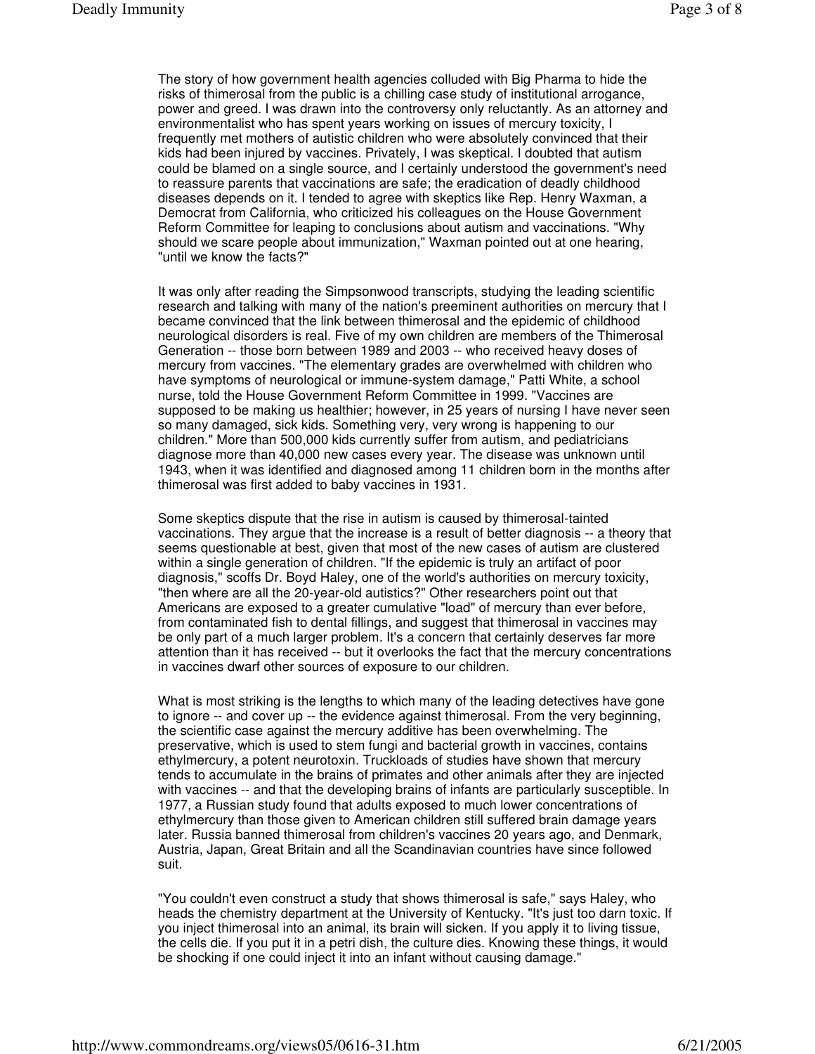The story of how government health agencies colluded with Big Pharma to hide the risks of thimerosal from the public is a chilling case study of institutional arrogance, power and greed. I was drawn into the controversy only reluctantly. As an attorney and environmentalist who has spent years working on issues of mercury toxicity, I frequently met mothers of autistic children who were absolutely convinced that their kids had been injured by vaccines. Privately, I was skeptical. I doubted that autism could be blamed on a single source, and I certainly understood the government's need to reassure parents that vaccinations are safe; the eradication of deadly childhood diseases depends on it. I tended to agree with skeptics like Rep. Henry Waxman, a Democrat from California, who criticized his colleagues on the House Government Reform Committee for leaping to conclusions about autism and vaccinations. "Why should we scare people about immunization," Waxman pointed out at one hearing, "until we know the facts?"

It was only after reading the Simpsonwood transcripts, studying the leading scientific research and talking with many of the nation's preeminent authorities on mercury that I became convinced that the link between thimerosal and the epidemic of childhood neurological disorders is real. Five of my own children are members of the Thimerosal Generation -- those born between 1989 and 2003 -- who received heavy doses of mercury from vaccines. "The elementary grades are overwhelmed with children who have symptoms of neurological or immune-system damage," Patti White, a school nurse, told the House Government Reform Committee in 1999. "Vaccines are supposed to be making us healthier; however, in 25 years of nursing I have never seen so many damaged, sick kids. Something very, very wrong is happening to our children." More than 500,000 kids currently suffer from autism, and pediatricians diagnose more than 40,000 new cases every year. The disease was unknown until 1943, when it was identified and diagnosed among 11 children born in the months after thimerosal was first added to baby vaccines in 1931.

Some skeptics dispute that the rise in autism is caused by thimerosal-tainted vaccinations. They argue that the increase is a result of better diagnosis -- a theory that seems questionable at best, given that most of the new cases of autism are clustered within a single generation of children. "If the epidemic is truly an artifact of poor diagnosis," scoffs Dr. Boyd Haley, one of the world's authorities on mercury toxicity, "then where are all the 20-year-old autistics?" Other researchers point out that Americans are exposed to a greater cumulative "load" of mercury than ever before, from contaminated fish to dental fillings, and suggest that thimerosal in vaccines may be only part of a much larger problem. It's a concern that certainly deserves far more attention than it has received -- but it overlooks the fact that the mercury concentrations in vaccines dwarf other sources of exposure to our children.

What is most striking is the lengths to which many of the leading detectives have gone to ignore -- and cover up -- the evidence against thimerosal. From the very beginning, the scientific case against the mercury additive has been overwhelming. The preservative, which is used to stem fungi and bacterial growth in vaccines, contains ethylmercury, a potent neurotoxin. Truckloads of studies have shown that mercury tends to accumulate in the brains of primates and other animals after they are injected with vaccines -- and that the developing brains of infants are particularly susceptible. In 1977, a Russian study found that adults exposed to much lower concentrations of ethylmercury than those given to American children still suffered brain damage years later. Russia banned thimerosal from children's vaccines 20 years ago, and Denmark, Austria, Japan, Great Britain and all the Scandinavian countries have since followed suit.

"You couldn't even construct a study that shows thimerosal is safe," says Haley, who heads the chemistry department at the University of Kentucky. "It's just too darn toxic. If you inject thimerosal into an animal, its brain will sicken. If you apply it to living tissue, the cells die. If you put it in a petri dish, the culture dies. Knowing these things, it would be shocking if one could inject it into an infant without causing damage."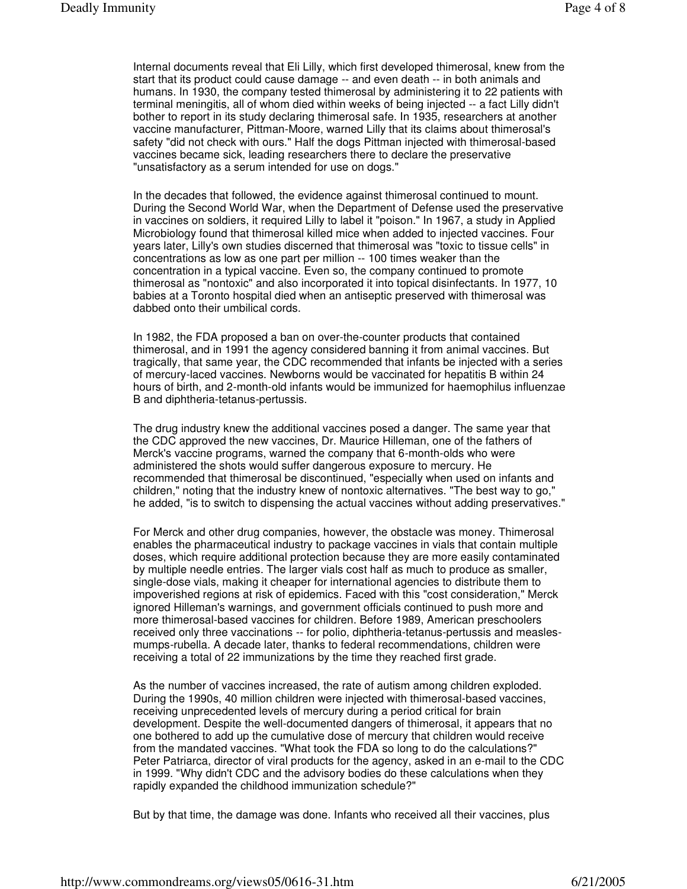Internal documents reveal that Eli Lilly, which first developed thimerosal, knew from the start that its product could cause damage -- and even death -- in both animals and humans. In 1930, the company tested thimerosal by administering it to 22 patients with terminal meningitis, all of whom died within weeks of being injected -- a fact Lilly didn't bother to report in its study declaring thimerosal safe. In 1935, researchers at another vaccine manufacturer, Pittman-Moore, warned Lilly that its claims about thimerosal's safety "did not check with ours." Half the dogs Pittman injected with thimerosal-based vaccines became sick, leading researchers there to declare the preservative "unsatisfactory as a serum intended for use on dogs."

In the decades that followed, the evidence against thimerosal continued to mount. During the Second World War, when the Department of Defense used the preservative in vaccines on soldiers, it required Lilly to label it "poison." In 1967, a study in Applied Microbiology found that thimerosal killed mice when added to injected vaccines. Four years later, Lilly's own studies discerned that thimerosal was "toxic to tissue cells" in concentrations as low as one part per million -- 100 times weaker than the concentration in a typical vaccine. Even so, the company continued to promote thimerosal as "nontoxic" and also incorporated it into topical disinfectants. In 1977, 10 babies at a Toronto hospital died when an antiseptic preserved with thimerosal was dabbed onto their umbilical cords.

In 1982, the FDA proposed a ban on over-the-counter products that contained thimerosal, and in 1991 the agency considered banning it from animal vaccines. But tragically, that same year, the CDC recommended that infants be injected with a series of mercury-laced vaccines. Newborns would be vaccinated for hepatitis B within 24 hours of birth, and 2-month-old infants would be immunized for haemophilus influenzae B and diphtheria-tetanus-pertussis.

The drug industry knew the additional vaccines posed a danger. The same year that the CDC approved the new vaccines, Dr. Maurice Hilleman, one of the fathers of Merck's vaccine programs, warned the company that 6-month-olds who were administered the shots would suffer dangerous exposure to mercury. He recommended that thimerosal be discontinued, "especially when used on infants and children," noting that the industry knew of nontoxic alternatives. "The best way to go," he added, "is to switch to dispensing the actual vaccines without adding preservatives."

For Merck and other drug companies, however, the obstacle was money. Thimerosal enables the pharmaceutical industry to package vaccines in vials that contain multiple doses, which require additional protection because they are more easily contaminated by multiple needle entries. The larger vials cost half as much to produce as smaller, single-dose vials, making it cheaper for international agencies to distribute them to impoverished regions at risk of epidemics. Faced with this "cost consideration," Merck ignored Hilleman's warnings, and government officials continued to push more and more thimerosal-based vaccines for children. Before 1989, American preschoolers received only three vaccinations -- for polio, diphtheria-tetanus-pertussis and measles-mumps-rubella. A decade later, thanks to federal recommendations, children were receiving a total of 22 immunizations by the time they reached first grade.

As the number of vaccines increased, the rate of autism among children exploded. During the 1990s, 40 million children were injected with thimerosal-based vaccines, receiving unprecedented levels of mercury during a period critical for brain development. Despite the well-documented dangers of thimerosal, it appears that no one bothered to add up the cumulative dose of mercury that children would receive from the mandated vaccines. "What took the FDA so long to do the calculations?" Peter Patriarca, director of viral products for the agency, asked in an e-mail to the CDC in 1999. "Why didn't CDC and the advisory bodies do these calculations when they rapidly expanded the childhood immunization schedule?"

But by that time, the damage was done. Infants who received all their vaccines, plus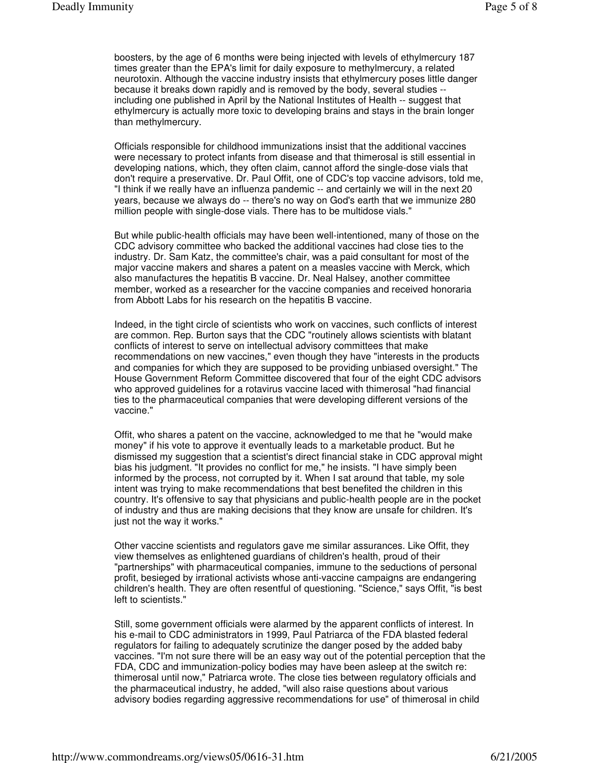boosters, by the age of 6 months were being injected with levels of ethylmercury 187 times greater than the EPA's limit for daily exposure to methylmercury, a related neurotoxin. Although the vaccine industry insists that ethylmercury poses little danger because it breaks down rapidly and is removed by the body, several studies -- including one published in April by the National Institutes of Health -- suggest that ethylmercury is actually more toxic to developing brains and stays in the brain longer than methylmercury.

Officials responsible for childhood immunizations insist that the additional vaccines were necessary to protect infants from disease and that thimerosal is still essential in developing nations, which, they often claim, cannot afford the single-dose vials that don't require a preservative. Dr. Paul Offit, one of CDC's top vaccine advisors, told me, "I think if we really have an influenza pandemic -- and certainly we will in the next 20 years, because we always do -- there's no way on God's earth that we immunize 280 million people with single-dose vials. There has to be multidose vials."

But while public-health officials may have been well-intentioned, many of those on the CDC advisory committee who backed the additional vaccines had close ties to the industry. Dr. Sam Katz, the committee's chair, was a paid consultant for most of the major vaccine makers and shares a patent on a measles vaccine with Merck, which also manufactures the hepatitis B vaccine. Dr. Neal Halsey, another committee member, worked as a researcher for the vaccine companies and received honoraria from Abbott Labs for his research on the hepatitis B vaccine.

Indeed, in the tight circle of scientists who work on vaccines, such conflicts of interest are common. Rep. Burton says that the CDC "routinely allows scientists with blatant conflicts of interest to serve on intellectual advisory committees that make recommendations on new vaccines," even though they have "interests in the products and companies for which they are supposed to be providing unbiased oversight." The House Government Reform Committee discovered that four of the eight CDC advisors who approved guidelines for a rotavirus vaccine laced with thimerosal "had financial ties to the pharmaceutical companies that were developing different versions of the vaccine."

Offit, who shares a patent on the vaccine, acknowledged to me that he "would make money" if his vote to approve it eventually leads to a marketable product. But he dismissed my suggestion that a scientist's direct financial stake in CDC approval might bias his judgment. "It provides no conflict for me," he insists. "I have simply been informed by the process, not corrupted by it. When I sat around that table, my sole intent was trying to make recommendations that best benefited the children in this country. It's offensive to say that physicians and public-health people are in the pocket of industry and thus are making decisions that they know are unsafe for children. It's just not the way it works."

Other vaccine scientists and regulators gave me similar assurances. Like Offit, they view themselves as enlightened guardians of children's health, proud of their "partnerships" with pharmaceutical companies, immune to the seductions of personal profit, besieged by irrational activists whose anti-vaccine campaigns are endangering children's health. They are often resentful of questioning. "Science," says Offit, "is best left to scientists."

Still, some government officials were alarmed by the apparent conflicts of interest. In his e-mail to CDC administrators in 1999, Paul Patriarca of the FDA blasted federal regulators for failing to adequately scrutinize the danger posed by the added baby vaccines. "I'm not sure there will be an easy way out of the potential perception that the FDA, CDC and immunization-policy bodies may have been asleep at the switch re: thimerosal until now," Patriarca wrote. The close ties between regulatory officials and the pharmaceutical industry, he added, "will also raise questions about various advisory bodies regarding aggressive recommendations for use" of thimerosal in child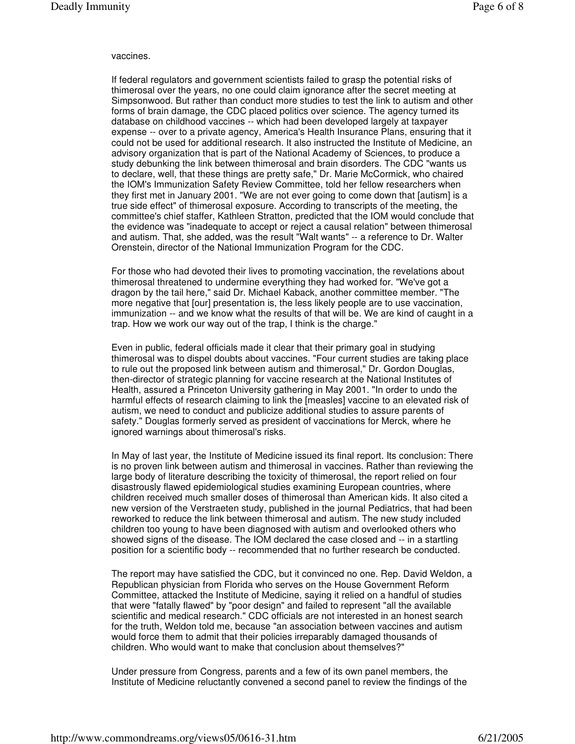vaccines.

If federal regulators and government scientists failed to grasp the potential risks of thimerosal over the years, no one could claim ignorance after the secret meeting at Simpsonwood. But rather than conduct more studies to test the link to autism and other forms of brain damage, the CDC placed politics over science. The agency turned its database on childhood vaccines -- which had been developed largely at taxpayer expense -- over to a private agency, America's Health Insurance Plans, ensuring that it could not be used for additional research. It also instructed the Institute of Medicine, an advisory organization that is part of the National Academy of Sciences, to produce a study debunking the link between thimerosal and brain disorders. The CDC "wants us to declare, well, that these things are pretty safe," Dr. Marie McCormick, who chaired the IOM's Immunization Safety Review Committee, told her fellow researchers when they first met in January 2001. "We are not ever going to come down that [autism] is a true side effect" of thimerosal exposure. According to transcripts of the meeting, the committee's chief staffer, Kathleen Stratton, predicted that the IOM would conclude that the evidence was "inadequate to accept or reject a causal relation" between thimerosal and autism. That, she added, was the result "Walt wants" -- a reference to Dr. Walter Orenstein, director of the National Immunization Program for the CDC.

For those who had devoted their lives to promoting vaccination, the revelations about thimerosal threatened to undermine everything they had worked for. "We've got a dragon by the tail here," said Dr. Michael Kaback, another committee member. "The more negative that [our] presentation is, the less likely people are to use vaccination, immunization -- and we know what the results of that will be. We are kind of caught in a trap. How we work our way out of the trap, I think is the charge."

Even in public, federal officials made it clear that their primary goal in studying thimerosal was to dispel doubts about vaccines. "Four current studies are taking place to rule out the proposed link between autism and thimerosal," Dr. Gordon Douglas, then-director of strategic planning for vaccine research at the National Institutes of Health, assured a Princeton University gathering in May 2001. "In order to undo the harmful effects of research claiming to link the [measles] vaccine to an elevated risk of autism, we need to conduct and publicize additional studies to assure parents of safety." Douglas formerly served as president of vaccinations for Merck, where he ignored warnings about thimerosal's risks.

In May of last year, the Institute of Medicine issued its final report. Its conclusion: There is no proven link between autism and thimerosal in vaccines. Rather than reviewing the large body of literature describing the toxicity of thimerosal, the report relied on four disastrously flawed epidemiological studies examining European countries, where children received much smaller doses of thimerosal than American kids. It also cited a new version of the Verstraeten study, published in the journal Pediatrics, that had been reworked to reduce the link between thimerosal and autism. The new study included children too young to have been diagnosed with autism and overlooked others who showed signs of the disease. The IOM declared the case closed and -- in a startling position for a scientific body -- recommended that no further research be conducted.

The report may have satisfied the CDC, but it convinced no one. Rep. David Weldon, a Republican physician from Florida who serves on the House Government Reform Committee, attacked the Institute of Medicine, saying it relied on a handful of studies that were "fatally flawed" by "poor design" and failed to represent "all the available scientific and medical research." CDC officials are not interested in an honest search for the truth, Weldon told me, because "an association between vaccines and autism would force them to admit that their policies irreparably damaged thousands of children. Who would want to make that conclusion about themselves?"

Under pressure from Congress, parents and a few of its own panel members, the Institute of Medicine reluctantly convened a second panel to review the findings of the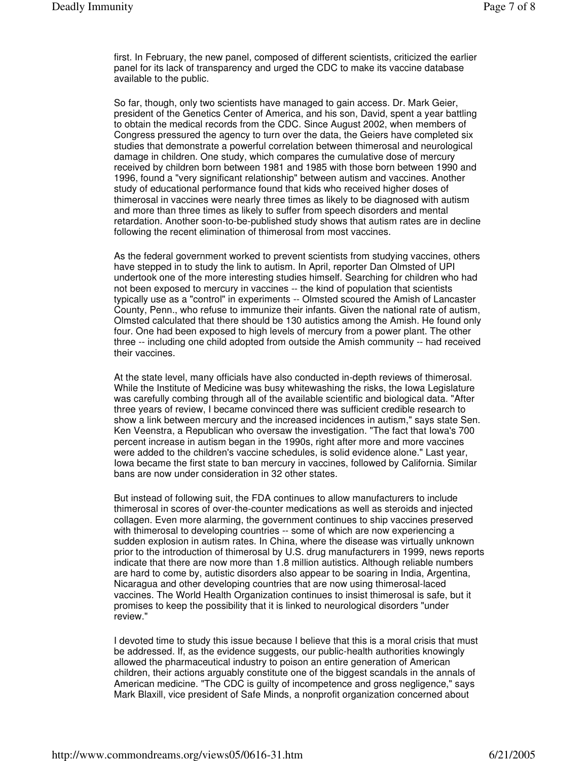first. In February, the new panel, composed of different scientists, criticized the earlier panel for its lack of transparency and urged the CDC to make its vaccine database available to the public.

So far, though, only two scientists have managed to gain access. Dr. Mark Geier, president of the Genetics Center of America, and his son, David, spent a year battling to obtain the medical records from the CDC. Since August 2002, when members of Congress pressured the agency to turn over the data, the Geiers have completed six studies that demonstrate a powerful correlation between thimerosal and neurological damage in children. One study, which compares the cumulative dose of mercury received by children born between 1981 and 1985 with those born between 1990 and 1996, found a "very significant relationship" between autism and vaccines. Another study of educational performance found that kids who received higher doses of thimerosal in vaccines were nearly three times as likely to be diagnosed with autism and more than three times as likely to suffer from speech disorders and mental retardation. Another soon-to-be-published study shows that autism rates are in decline following the recent elimination of thimerosal from most vaccines.

As the federal government worked to prevent scientists from studying vaccines, others have stepped in to study the link to autism. In April, reporter Dan Olmsted of UPI undertook one of the more interesting studies himself. Searching for children who had not been exposed to mercury in vaccines -- the kind of population that scientists typically use as a "control" in experiments -- Olmsted scoured the Amish of Lancaster County, Penn., who refuse to immunize their infants. Given the national rate of autism, Olmsted calculated that there should be 130 autistics among the Amish. He found only four. One had been exposed to high levels of mercury from a power plant. The other three -- including one child adopted from outside the Amish community -- had received their vaccines.

At the state level, many officials have also conducted in-depth reviews of thimerosal. While the Institute of Medicine was busy whitewashing the risks, the Iowa Legislature was carefully combing through all of the available scientific and biological data. "After three years of review, I became convinced there was sufficient credible research to show a link between mercury and the increased incidences in autism," says state Sen. Ken Veenstra, a Republican who oversaw the investigation. "The fact that Iowa's 700 percent increase in autism began in the 1990s, right after more and more vaccines were added to the children's vaccine schedules, is solid evidence alone." Last year, Iowa became the first state to ban mercury in vaccines, followed by California. Similar bans are now under consideration in 32 other states.

But instead of following suit, the FDA continues to allow manufacturers to include thimerosal in scores of over-the-counter medications as well as steroids and injected collagen. Even more alarming, the government continues to ship vaccines preserved with thimerosal to developing countries -- some of which are now experiencing a sudden explosion in autism rates. In China, where the disease was virtually unknown prior to the introduction of thimerosal by U.S. drug manufacturers in 1999, news reports indicate that there are now more than 1.8 million autistics. Although reliable numbers are hard to come by, autistic disorders also appear to be soaring in India, Argentina, Nicaragua and other developing countries that are now using thimerosal-laced vaccines. The World Health Organization continues to insist thimerosal is safe, but it promises to keep the possibility that it is linked to neurological disorders "under review."

I devoted time to study this issue because I believe that this is a moral crisis that must be addressed. If, as the evidence suggests, our public-health authorities knowingly allowed the pharmaceutical industry to poison an entire generation of American children, their actions arguably constitute one of the biggest scandals in the annals of American medicine. "The CDC is guilty of incompetence and gross negligence," says Mark Blaxill, vice president of Safe Minds, a nonprofit organization concerned about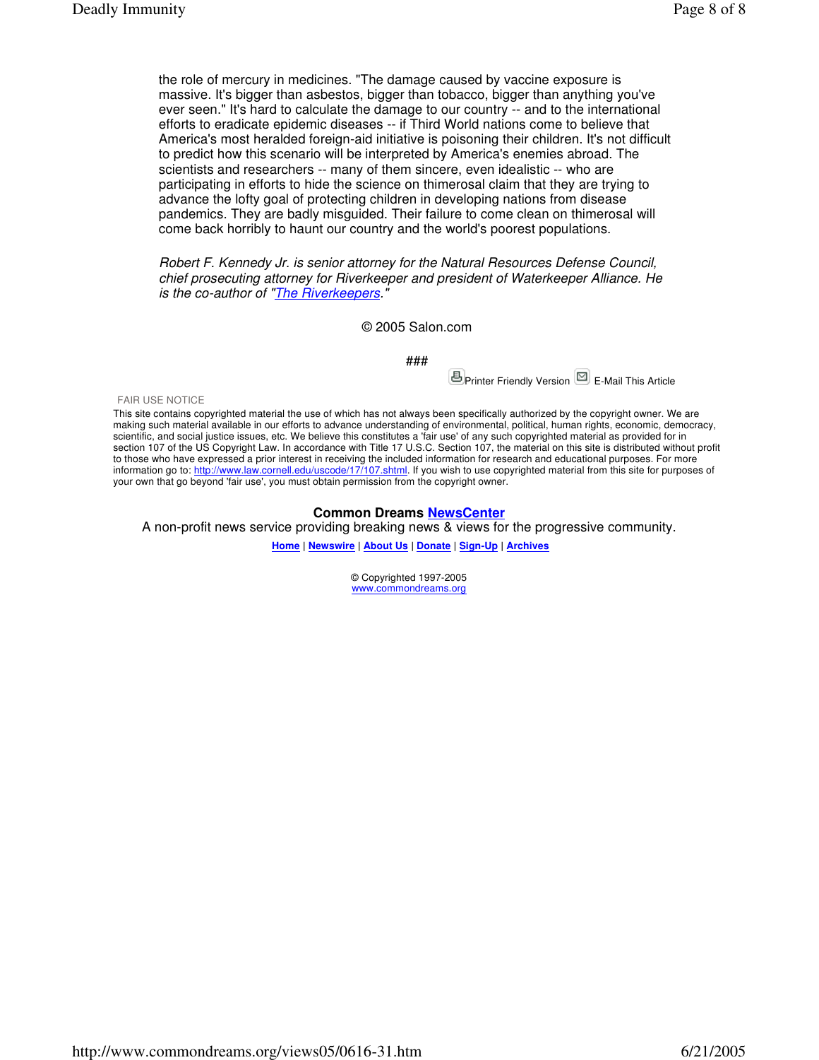the role of mercury in medicines. "The damage caused by vaccine exposure is massive. It's bigger than asbestos, bigger than tobacco, bigger than anything you've ever seen." It's hard to calculate the damage to our country -- and to the international efforts to eradicate epidemic diseases -- if Third World nations come to believe that America's most heralded foreign-aid initiative is poisoning their children. It's not difficult to predict how this scenario will be interpreted by America's enemies abroad. The scientists and researchers -- many of them sincere, even idealistic -- who are participating in efforts to hide the science on thimerosal claim that they are trying to advance the lofty goal of protecting children in developing nations from disease pandemics. They are badly misguided. Their failure to come clean on thimerosal will come back horribly to haunt our country and the world's poorest populations.

*Robert F. Kennedy Jr. is senior attorney for the Natural Resources Defense Council, chief prosecuting attorney for Riverkeeper and president of Waterkeeper Alliance. He is the co-author of "The Riverkeepers."*

© 2005 Salon.com

###

Printer Friendly Version E-Mail This Article

FAIR USE NOTICE

This site contains copyrighted material the use of which has not always been specifically authorized by the copyright owner. We are making such material available in our efforts to advance understanding of environmental, political, human rights, economic, democracy, scientific, and social justice issues, etc. We believe this constitutes a 'fair use' of any such copyrighted material as provided for in section 107 of the US Copyright Law. In accordance with Title 17 U.S.C. Section 107, the material on this site is distributed without profit to those who have expressed a prior interest in receiving the included information for research and educational purposes. For more information go to: http://www.law.cornell.edu/uscode/17/107.shtml. If you wish to use copyrighted material from this site for purposes of your own that go beyond 'fair use', you must obtain permission from the copyright owner.

**Common Dreams NewsCenter**

A non-profit news service providing breaking news & views for the progressive community.

**Home** | **Newswire** | **About Us** | **Donate** | **Sign-Up** | **Archives**

© Copyrighted 1997-2005
www.commondreams.org